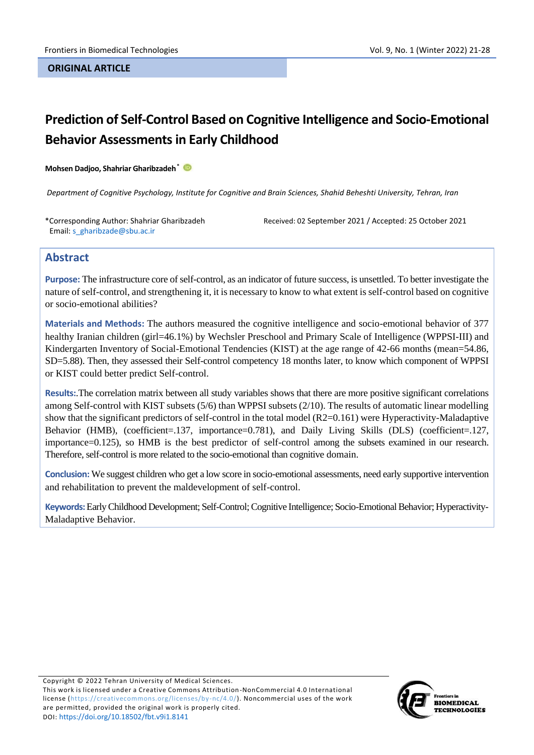**ORIGINAL ARTICLE**

# Prediction of Self-Control Based on Cognitive Intelligence and Socio-Emotional Behavior Assessments in Early Childhood

**Mohsen Dadjoo, Shahriar Gharibzadeh***

*Department of Cognitive Psychology, Institute for Cognitive and Brain Sciences, Shahid Beheshti University, Tehran, Iran*

*Corresponding Author: Shahriar Gharibzadeh
Email: s_gharibzade@sbu.ac.ir

Received: 02 September 2021 / Accepted: 25 October 2021

## Abstract

**Purpose:** The infrastructure core of self-control, as an indicator of future success, is unsettled. To better investigate the nature of self-control, and strengthening it, it is necessary to know to what extent is self-control based on cognitive or socio-emotional abilities?

**Materials and Methods:** The authors measured the cognitive intelligence and socio-emotional behavior of 377 healthy Iranian children (girl=46.1%) by Wechsler Preschool and Primary Scale of Intelligence (WPPSI-III) and Kindergarten Inventory of Social-Emotional Tendencies (KIST) at the age range of 42-66 months (mean=54.86, SD=5.88). Then, they assessed their Self-control competency 18 months later, to know which component of WPPSI or KIST could better predict Self-control.

**Results:**.The correlation matrix between all study variables shows that there are more positive significant correlations among Self-control with KIST subsets (5/6) than WPPSI subsets (2/10). The results of automatic linear modelling show that the significant predictors of self-control in the total model ($R^2=0.161$) were Hyperactivity-Maladaptive Behavior (HMB), (coefficient=.137, importance=0.781), and Daily Living Skills (DLS) (coefficient=.127, importance=0.125), so HMB is the best predictor of self-control among the subsets examined in our research. Therefore, self-control is more related to the socio-emotional than cognitive domain.

**Conclusion:** We suggest children who get a low score in socio-emotional assessments, need early supportive intervention and rehabilitation to prevent the maldevelopment of self-control.

**Keywords:** Early Childhood Development; Self-Control; Cognitive Intelligence; Socio-Emotional Behavior; Hyperactivity-Maladaptive Behavior.

Copyright © 2022 Tehran University of Medical Sciences.
This work is licensed under a Creative Commons Attribution-NonCommercial 4.0 International license (https://creativecommons.org/licenses/by-nc/4.0/). Noncommercial uses of the work are permitted, provided the original work is properly cited.
DOI: https://doi.org/10.18502/fbt.v9i1.8141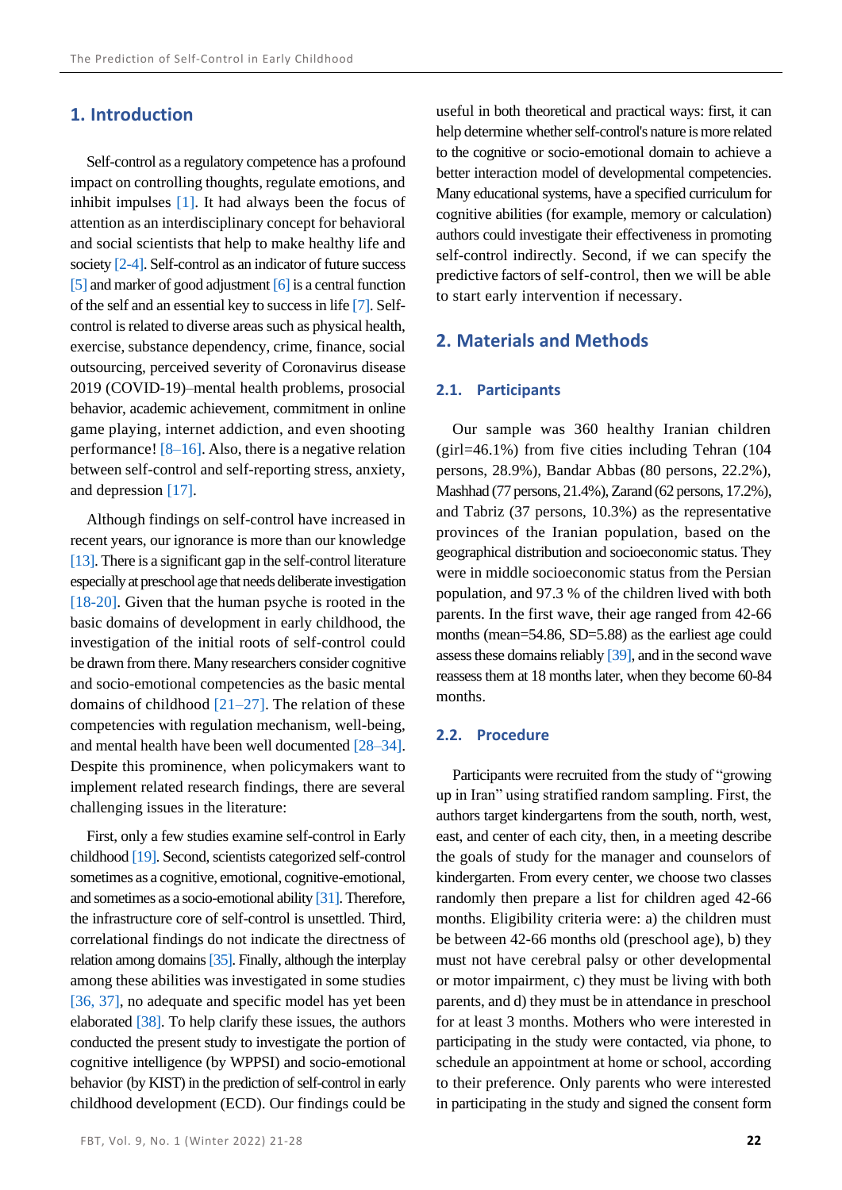## 1. Introduction

Self-control as a regulatory competence has a profound impact on controlling thoughts, regulate emotions, and inhibit impulses [1]. It had always been the focus of attention as an interdisciplinary concept for behavioral and social scientists that help to make healthy life and society [2-4]. Self-control as an indicator of future success [5] and marker of good adjustment [6] is a central function of the self and an essential key to success in life [7]. Self-control is related to diverse areas such as physical health, exercise, substance dependency, crime, finance, social outsourcing, perceived severity of Coronavirus disease 2019 (COVID-19)–mental health problems, prosocial behavior, academic achievement, commitment in online game playing, internet addiction, and even shooting performance! [8–16]. Also, there is a negative relation between self-control and self-reporting stress, anxiety, and depression [17].

Although findings on self-control have increased in recent years, our ignorance is more than our knowledge [13]. There is a significant gap in the self-control literature especially at preschool age that needs deliberate investigation [18-20]. Given that the human psyche is rooted in the basic domains of development in early childhood, the investigation of the initial roots of self-control could be drawn from there. Many researchers consider cognitive and socio-emotional competencies as the basic mental domains of childhood [21–27]. The relation of these competencies with regulation mechanism, well-being, and mental health have been well documented [28–34]. Despite this prominence, when policymakers want to implement related research findings, there are several challenging issues in the literature:

First, only a few studies examine self-control in Early childhood [19]. Second, scientists categorized self-control sometimes as a cognitive, emotional, cognitive-emotional, and sometimes as a socio-emotional ability [31]. Therefore, the infrastructure core of self-control is unsettled. Third, correlational findings do not indicate the directness of relation among domains [35]. Finally, although the interplay among these abilities was investigated in some studies [36, 37], no adequate and specific model has yet been elaborated [38]. To help clarify these issues, the authors conducted the present study to investigate the portion of cognitive intelligence (by WPPSI) and socio-emotional behavior (by KIST) in the prediction of self-control in early childhood development (ECD). Our findings could be useful in both theoretical and practical ways: first, it can help determine whether self-control's nature is more related to the cognitive or socio-emotional domain to achieve a better interaction model of developmental competencies. Many educational systems, have a specified curriculum for cognitive abilities (for example, memory or calculation) authors could investigate their effectiveness in promoting self-control indirectly. Second, if we can specify the predictive factors of self-control, then we will be able to start early intervention if necessary.

## 2. Materials and Methods

### 2.1. Participants

Our sample was 360 healthy Iranian children (girl=46.1%) from five cities including Tehran (104 persons, 28.9%), Bandar Abbas (80 persons, 22.2%), Mashhad (77 persons, 21.4%), Zarand (62 persons, 17.2%), and Tabriz (37 persons, 10.3%) as the representative provinces of the Iranian population, based on the geographical distribution and socioeconomic status. They were in middle socioeconomic status from the Persian population, and 97.3 % of the children lived with both parents. In the first wave, their age ranged from 42-66 months (mean=54.86, SD=5.88) as the earliest age could assess these domains reliably [39], and in the second wave reassess them at 18 months later, when they become 60-84 months.

### 2.2. Procedure

Participants were recruited from the study of "growing up in Iran" using stratified random sampling. First, the authors target kindergartens from the south, north, west, east, and center of each city, then, in a meeting describe the goals of study for the manager and counselors of kindergarten. From every center, we choose two classes randomly then prepare a list for children aged 42-66 months. Eligibility criteria were: a) the children must be between 42-66 months old (preschool age), b) they must not have cerebral palsy or other developmental or motor impairment, c) they must be living with both parents, and d) they must be in attendance in preschool for at least 3 months. Mothers who were interested in participating in the study were contacted, via phone, to schedule an appointment at home or school, according to their preference. Only parents who were interested in participating in the study and signed the consent form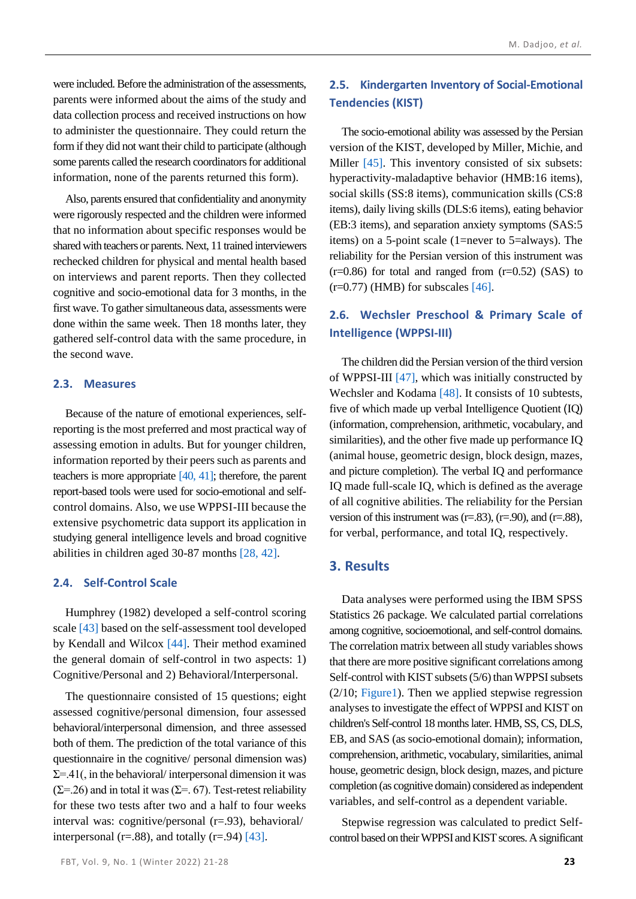were included. Before the administration of the assessments, parents were informed about the aims of the study and data collection process and received instructions on how to administer the questionnaire. They could return the form if they did not want their child to participate (although some parents called the research coordinators for additional information, none of the parents returned this form).

Also, parents ensured that confidentiality and anonymity were rigorously respected and the children were informed that no information about specific responses would be shared with teachers or parents. Next, 11 trained interviewers rechecked children for physical and mental health based on interviews and parent reports. Then they collected cognitive and socio-emotional data for 3 months, in the first wave. To gather simultaneous data, assessments were done within the same week. Then 18 months later, they gathered self-control data with the same procedure, in the second wave.

### 2.3. Measures

Because of the nature of emotional experiences, self-reporting is the most preferred and most practical way of assessing emotion in adults. But for younger children, information reported by their peers such as parents and teachers is more appropriate [40, 41]; therefore, the parent report-based tools were used for socio-emotional and self-control domains. Also, we use WPPSI-III because the extensive psychometric data support its application in studying general intelligence levels and broad cognitive abilities in children aged 30-87 months [28, 42].

### 2.4. Self-Control Scale

Humphrey (1982) developed a self-control scoring scale [43] based on the self-assessment tool developed by Kendall and Wilcox [44]. Their method examined the general domain of self-control in two aspects: 1) Cognitive/Personal and 2) Behavioral/Interpersonal.

The questionnaire consisted of 15 questions; eight assessed cognitive/personal dimension, four assessed behavioral/interpersonal dimension, and three assessed both of them. The prediction of the total variance of this questionnaire in the cognitive/ personal dimension was) Σ=.41(, in the behavioral/ interpersonal dimension it was (Σ=.26) and in total it was (Σ=. 67). Test-retest reliability for these two tests after two and a half to four weeks interval was: cognitive/personal (r=.93), behavioral/ interpersonal (r=.88), and totally (r=.94) [43].

### 2.5. Kindergarten Inventory of Social-Emotional Tendencies (KIST)

The socio-emotional ability was assessed by the Persian version of the KIST, developed by Miller, Michie, and Miller [45]. This inventory consisted of six subsets: hyperactivity-maladaptive behavior (HMB:16 items), social skills (SS:8 items), communication skills (CS:8 items), daily living skills (DLS:6 items), eating behavior (EB:3 items), and separation anxiety symptoms (SAS:5 items) on a 5-point scale (1=never to 5=always). The reliability for the Persian version of this instrument was (r=0.86) for total and ranged from (r=0.52) (SAS) to (r=0.77) (HMB) for subscales [46].

### 2.6. Wechsler Preschool & Primary Scale of Intelligence (WPPSI-III)

The children did the Persian version of the third version of WPPSI-III [47], which was initially constructed by Wechsler and Kodama [48]. It consists of 10 subtests, five of which made up verbal Intelligence Quotient (IQ) (information, comprehension, arithmetic, vocabulary, and similarities), and the other five made up performance IQ (animal house, geometric design, block design, mazes, and picture completion). The verbal IQ and performance IQ made full-scale IQ, which is defined as the average of all cognitive abilities. The reliability for the Persian version of this instrument was (r=.83), (r=.90), and (r=.88), for verbal, performance, and total IQ, respectively.

## 3. Results

Data analyses were performed using the IBM SPSS Statistics 26 package. We calculated partial correlations among cognitive, socioemotional, and self-control domains. The correlation matrix between all study variables shows that there are more positive significant correlations among Self-control with KIST subsets (5/6) than WPPSI subsets (2/10; Figure1). Then we applied stepwise regression analyses to investigate the effect of WPPSI and KIST on children's Self-control 18 months later. HMB, SS, CS, DLS, EB, and SAS (as socio-emotional domain); information, comprehension, arithmetic, vocabulary, similarities, animal house, geometric design, block design, mazes, and picture completion (as cognitive domain) considered as independent variables, and self-control as a dependent variable.

Stepwise regression was calculated to predict Self-control based on their WPPSI and KIST scores. A significant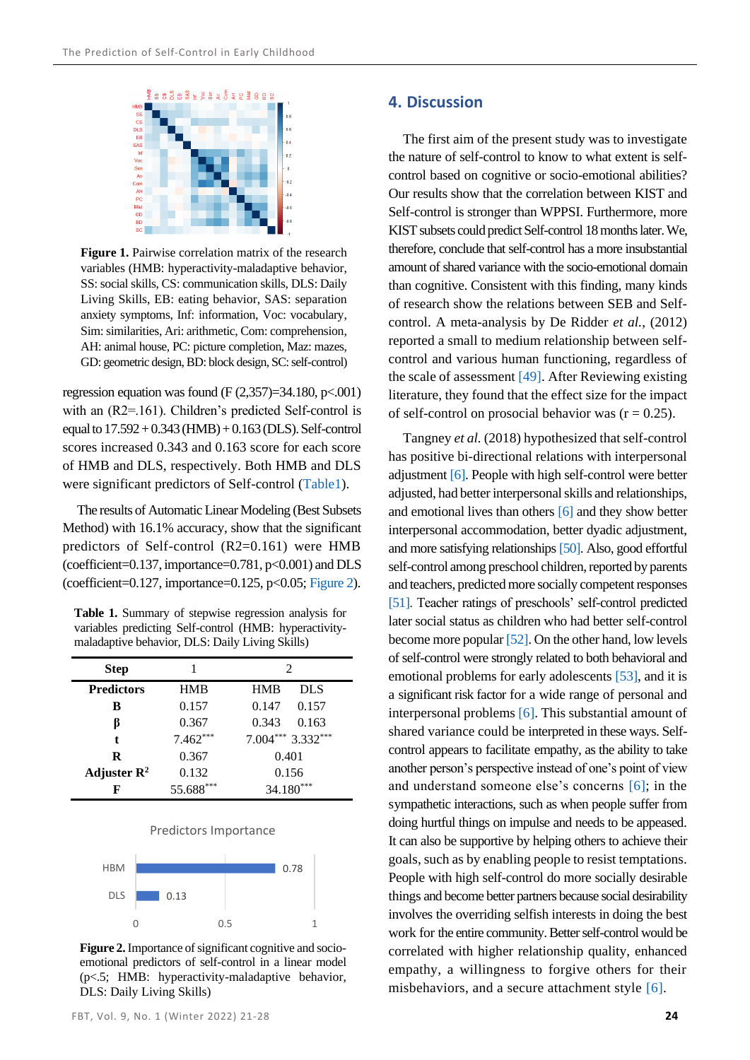**Figure 1.** Pairwise correlation matrix of the research variables (HMB: hyperactivity-maladaptive behavior, SS: social skills, CS: communication skills, DLS: Daily Living Skills, EB: eating behavior, SAS: separation anxiety symptoms, Inf: information, Voc: vocabulary, Sim: similarities, Ari: arithmetic, Com: comprehension, AH: animal house, PC: picture completion, Maz: mazes, GD: geometric design, BD: block design, SC: self-control)

regression equation was found (F (2,357)=34.180, p<.001) with an ($R^2$=.161). Children's predicted Self-control is equal to 17.592 + 0.343 (HMB) + 0.163 (DLS). Self-control scores increased 0.343 and 0.163 score for each score of HMB and DLS, respectively. Both HMB and DLS were significant predictors of Self-control (Table1).

The results of Automatic Linear Modeling (Best Subsets Method) with 16.1% accuracy, show that the significant predictors of Self-control ($R^2$=0.161) were HMB (coefficient=0.137, importance=0.781, p<0.001) and DLS (coefficient=0.127, importance=0.125, p<0.05; Figure 2).

**Table 1.** Summary of stepwise regression analysis for variables predicting Self-control (HMB: hyperactivity-maladaptive behavior, DLS: Daily Living Skills)

| Step | 1 | 2 | |
|---|---|---|---|
| **Predictors** | HMB | HMB | DLS |
| **B** | 0.157 | 0.147 | 0.157 |
| **β** | 0.367 | 0.343 | 0.163 |
| **t** | 7.462*** | 7.004*** | 3.332*** |
| **R** | 0.367 | 0.401 | |
| **Adjuster R²** | 0.132 | 0.156 | |
| **F** | 55.688*** | 34.180*** | |

**Figure 2.** Importance of significant cognitive and socio-emotional predictors of self-control in a linear model (p<.5; HMB: hyperactivity-maladaptive behavior, DLS: Daily Living Skills)

## 4. Discussion

The first aim of the present study was to investigate the nature of self-control to know to what extent is self-control based on cognitive or socio-emotional abilities? Our results show that the correlation between KIST and Self-control is stronger than WPPSI. Furthermore, more KIST subsets could predict Self-control 18 months later. We, therefore, conclude that self-control has a more insubstantial amount of shared variance with the socio-emotional domain than cognitive. Consistent with this finding, many kinds of research show the relations between SEB and Self-control. A meta-analysis by De Ridder *et al.*, (2012) reported a small to medium relationship between self-control and various human functioning, regardless of the scale of assessment [49]. After Reviewing existing literature, they found that the effect size for the impact of self-control on prosocial behavior was (r = 0.25).

Tangney *et al.* (2018) hypothesized that self-control has positive bi-directional relations with interpersonal adjustment [6]. People with high self-control were better adjusted, had better interpersonal skills and relationships, and emotional lives than others [6] and they show better interpersonal accommodation, better dyadic adjustment, and more satisfying relationships [50]. Also, good effortful self-control among preschool children, reported by parents and teachers, predicted more socially competent responses [51]. Teacher ratings of preschools' self-control predicted later social status as children who had better self-control become more popular [52]. On the other hand, low levels of self-control were strongly related to both behavioral and emotional problems for early adolescents [53], and it is a significant risk factor for a wide range of personal and interpersonal problems [6]. This substantial amount of shared variance could be interpreted in these ways. Self-control appears to facilitate empathy, as the ability to take another person's perspective instead of one's point of view and understand someone else's concerns [6]; in the sympathetic interactions, such as when people suffer from doing hurtful things on impulse and needs to be appeased. It can also be supportive by helping others to achieve their goals, such as by enabling people to resist temptations. People with high self-control do more socially desirable things and become better partners because social desirability involves the overriding selfish interests in doing the best work for the entire community. Better self-control would be correlated with higher relationship quality, enhanced empathy, a willingness to forgive others for their misbehaviors, and a secure attachment style [6].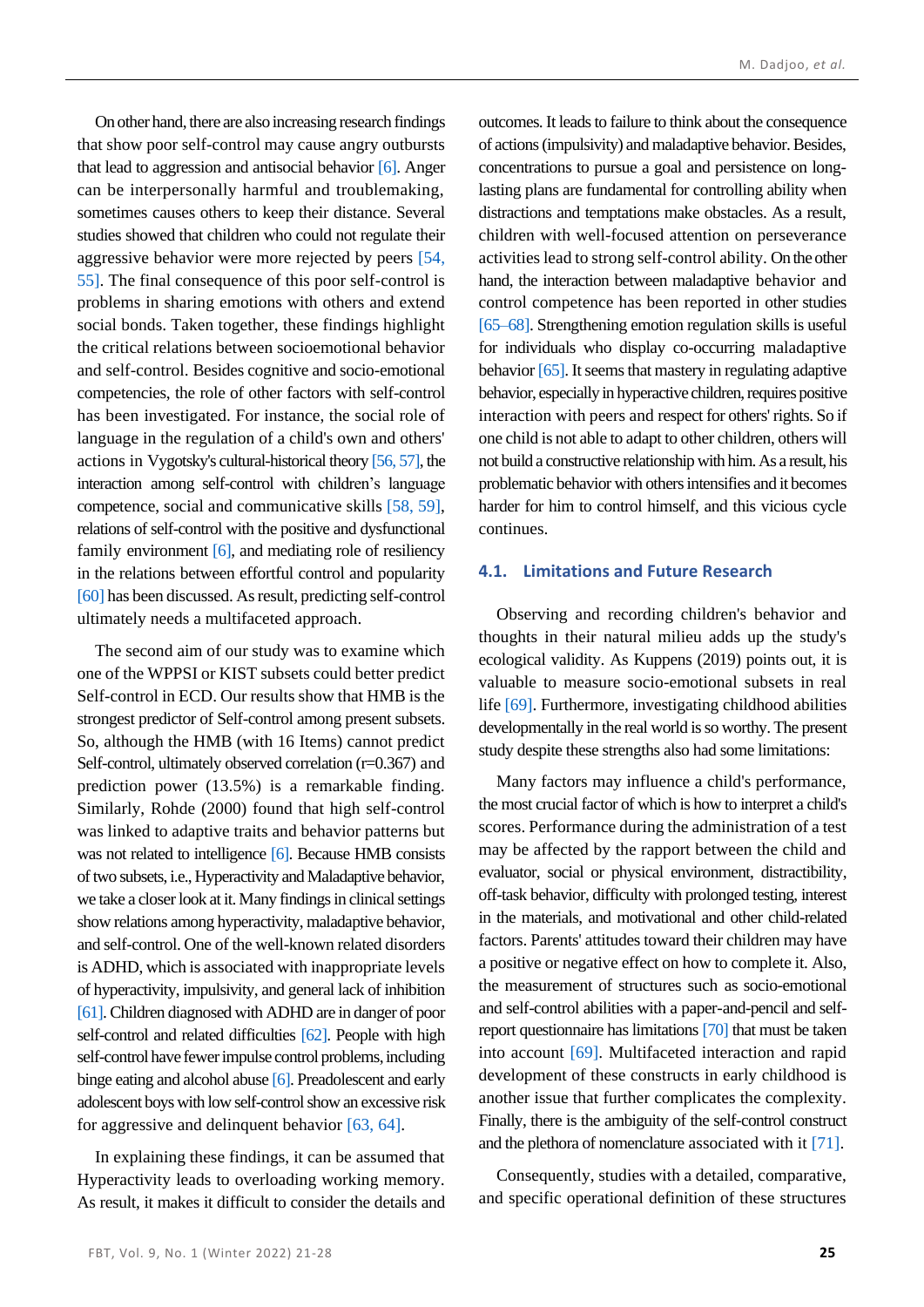On other hand, there are also increasing research findings that show poor self-control may cause angry outbursts that lead to aggression and antisocial behavior [6]. Anger can be interpersonally harmful and troublemaking, sometimes causes others to keep their distance. Several studies showed that children who could not regulate their aggressive behavior were more rejected by peers [54, 55]. The final consequence of this poor self-control is problems in sharing emotions with others and extend social bonds. Taken together, these findings highlight the critical relations between socioemotional behavior and self-control. Besides cognitive and socio-emotional competencies, the role of other factors with self-control has been investigated. For instance, the social role of language in the regulation of a child's own and others' actions in Vygotsky's cultural-historical theory [56, 57], the interaction among self-control with children's language competence, social and communicative skills [58, 59], relations of self-control with the positive and dysfunctional family environment [6], and mediating role of resiliency in the relations between effortful control and popularity [60] has been discussed. As result, predicting self-control ultimately needs a multifaceted approach.

The second aim of our study was to examine which one of the WPPSI or KIST subsets could better predict Self-control in ECD. Our results show that HMB is the strongest predictor of Self-control among present subsets. So, although the HMB (with 16 Items) cannot predict Self-control, ultimately observed correlation (r=0.367) and prediction power (13.5%) is a remarkable finding. Similarly, Rohde (2000) found that high self-control was linked to adaptive traits and behavior patterns but was not related to intelligence [6]. Because HMB consists of two subsets, i.e., Hyperactivity and Maladaptive behavior, we take a closer look at it. Many findings in clinical settings show relations among hyperactivity, maladaptive behavior, and self-control. One of the well-known related disorders is ADHD, which is associated with inappropriate levels of hyperactivity, impulsivity, and general lack of inhibition [61]. Children diagnosed with ADHD are in danger of poor self-control and related difficulties [62]. People with high self-control have fewer impulse control problems, including binge eating and alcohol abuse [6]. Preadolescent and early adolescent boys with low self-control show an excessive risk for aggressive and delinquent behavior [63, 64].

In explaining these findings, it can be assumed that Hyperactivity leads to overloading working memory. As result, it makes it difficult to consider the details and outcomes. It leads to failure to think about the consequence of actions (impulsivity) and maladaptive behavior. Besides, concentrations to pursue a goal and persistence on long-lasting plans are fundamental for controlling ability when distractions and temptations make obstacles. As a result, children with well-focused attention on perseverance activities lead to strong self-control ability. On the other hand, the interaction between maladaptive behavior and control competence has been reported in other studies [65–68]. Strengthening emotion regulation skills is useful for individuals who display co-occurring maladaptive behavior [65]. It seems that mastery in regulating adaptive behavior, especially in hyperactive children, requires positive interaction with peers and respect for others' rights. So if one child is not able to adapt to other children, others will not build a constructive relationship with him. As a result, his problematic behavior with others intensifies and it becomes harder for him to control himself, and this vicious cycle continues.

### 4.1. Limitations and Future Research

Observing and recording children's behavior and thoughts in their natural milieu adds up the study's ecological validity. As Kuppens (2019) points out, it is valuable to measure socio-emotional subsets in real life [69]. Furthermore, investigating childhood abilities developmentally in the real world is so worthy. The present study despite these strengths also had some limitations:

Many factors may influence a child's performance, the most crucial factor of which is how to interpret a child's scores. Performance during the administration of a test may be affected by the rapport between the child and evaluator, social or physical environment, distractibility, off-task behavior, difficulty with prolonged testing, interest in the materials, and motivational and other child-related factors. Parents' attitudes toward their children may have a positive or negative effect on how to complete it. Also, the measurement of structures such as socio-emotional and self-control abilities with a paper-and-pencil and self-report questionnaire has limitations [70] that must be taken into account [69]. Multifaceted interaction and rapid development of these constructs in early childhood is another issue that further complicates the complexity. Finally, there is the ambiguity of the self-control construct and the plethora of nomenclature associated with it [71].

Consequently, studies with a detailed, comparative, and specific operational definition of these structures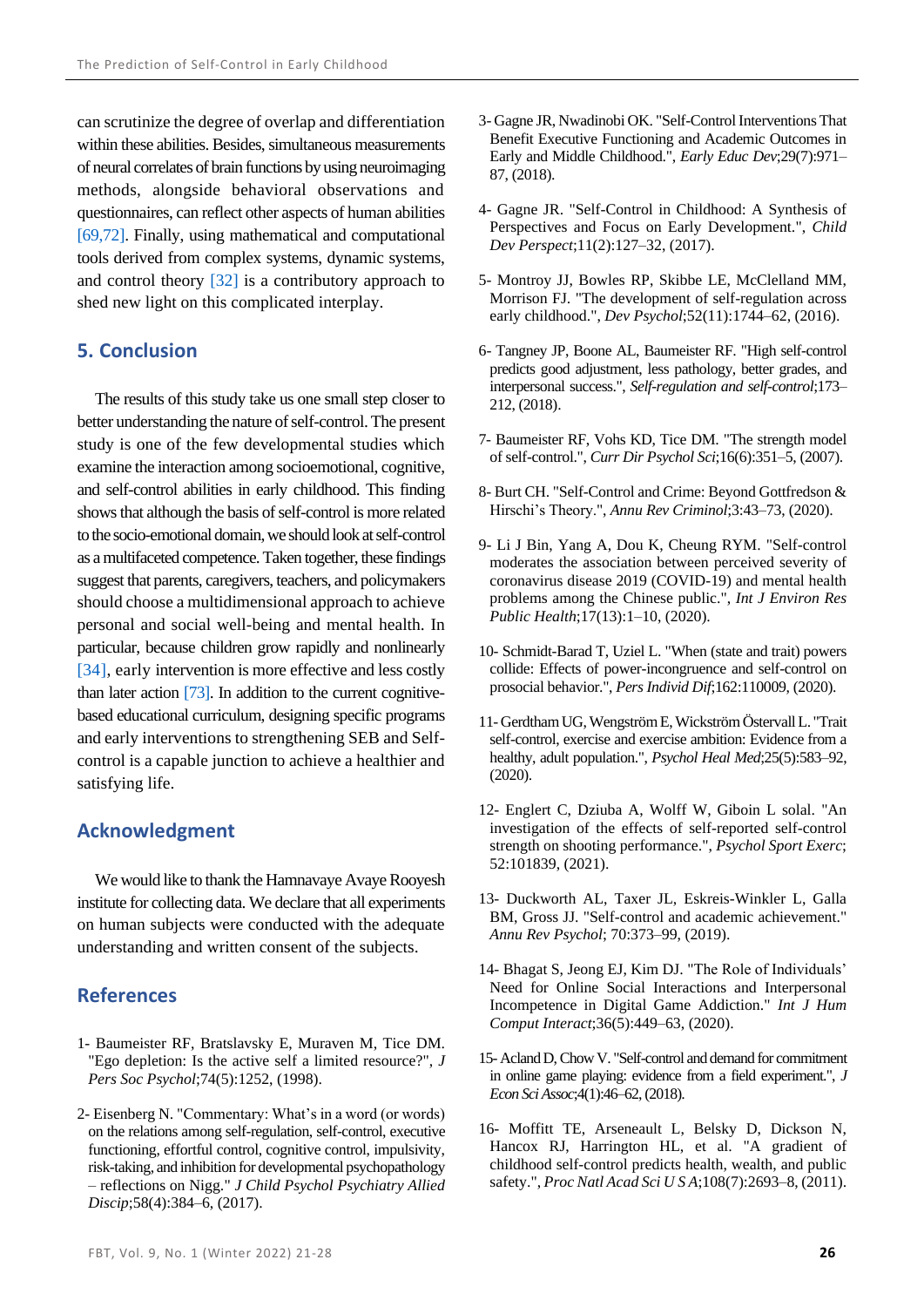can scrutinize the degree of overlap and differentiation within these abilities. Besides, simultaneous measurements of neural correlates of brain functions by using neuroimaging methods, alongside behavioral observations and questionnaires, can reflect other aspects of human abilities [69,72]. Finally, using mathematical and computational tools derived from complex systems, dynamic systems, and control theory [32] is a contributory approach to shed new light on this complicated interplay.

## 5. Conclusion

The results of this study take us one small step closer to better understanding the nature of self-control. The present study is one of the few developmental studies which examine the interaction among socioemotional, cognitive, and self-control abilities in early childhood. This finding shows that although the basis of self-control is more related to the socio-emotional domain, we should look at self-control as a multifaceted competence. Taken together, these findings suggest that parents, caregivers, teachers, and policymakers should choose a multidimensional approach to achieve personal and social well-being and mental health. In particular, because children grow rapidly and nonlinearly [34], early intervention is more effective and less costly than later action [73]. In addition to the current cognitive-based educational curriculum, designing specific programs and early interventions to strengthening SEB and Self-control is a capable junction to achieve a healthier and satisfying life.

## Acknowledgment

We would like to thank the Hamnavaye Avaye Rooyesh institute for collecting data. We declare that all experiments on human subjects were conducted with the adequate understanding and written consent of the subjects.

## References

1- Baumeister RF, Bratslavsky E, Muraven M, Tice DM. "Ego depletion: Is the active self a limited resource?", *J Pers Soc Psychol*;74(5):1252, (1998).

2- Eisenberg N. "Commentary: What's in a word (or words) on the relations among self-regulation, self-control, executive functioning, effortful control, cognitive control, impulsivity, risk-taking, and inhibition for developmental psychopathology – reflections on Nigg." *J Child Psychol Psychiatry Allied Discip*;58(4):384–6, (2017).

3- Gagne JR, Nwadinobi OK. "Self-Control Interventions That Benefit Executive Functioning and Academic Outcomes in Early and Middle Childhood.", *Early Educ Dev*;29(7):971–87, (2018).

4- Gagne JR. "Self-Control in Childhood: A Synthesis of Perspectives and Focus on Early Development.", *Child Dev Perspect*;11(2):127–32, (2017).

5- Montroy JJ, Bowles RP, Skibbe LE, McClelland MM, Morrison FJ. "The development of self-regulation across early childhood.", *Dev Psychol*;52(11):1744–62, (2016).

6- Tangney JP, Boone AL, Baumeister RF. "High self-control predicts good adjustment, less pathology, better grades, and interpersonal success.", *Self-regulation and self-control*;173–212, (2018).

7- Baumeister RF, Vohs KD, Tice DM. "The strength model of self-control.", *Curr Dir Psychol Sci*;16(6):351–5, (2007).

8- Burt CH. "Self-Control and Crime: Beyond Gottfredson & Hirschi's Theory.", *Annu Rev Criminol*;3:43–73, (2020).

9- Li J Bin, Yang A, Dou K, Cheung RYM. "Self-control moderates the association between perceived severity of coronavirus disease 2019 (COVID-19) and mental health problems among the Chinese public.", *Int J Environ Res Public Health*;17(13):1–10, (2020).

10- Schmidt-Barad T, Uziel L. "When (state and trait) powers collide: Effects of power-incongruence and self-control on prosocial behavior.", *Pers Individ Dif*;162:110009, (2020).

11- Gerdtham UG, Wengström E, Wickström Östervall L. "Trait self-control, exercise and exercise ambition: Evidence from a healthy, adult population.", *Psychol Heal Med*;25(5):583–92, (2020).

12- Englert C, Dziuba A, Wolff W, Giboin L solal. "An investigation of the effects of self-reported self-control strength on shooting performance.", *Psychol Sport Exerc*; 52:101839, (2021).

13- Duckworth AL, Taxer JL, Eskreis-Winkler L, Galla BM, Gross JJ. "Self-control and academic achievement." *Annu Rev Psychol*; 70:373–99, (2019).

14- Bhagat S, Jeong EJ, Kim DJ. "The Role of Individuals' Need for Online Social Interactions and Interpersonal Incompetence in Digital Game Addiction." *Int J Hum Comput Interact*;36(5):449–63, (2020).

15- Acland D, Chow V. "Self-control and demand for commitment in online game playing: evidence from a field experiment.", *J Econ Sci Assoc*;4(1):46–62, (2018).

16- Moffitt TE, Arseneault L, Belsky D, Dickson N, Hancox RJ, Harrington HL, et al. "A gradient of childhood self-control predicts health, wealth, and public safety.", *Proc Natl Acad Sci U S A*;108(7):2693–8, (2011).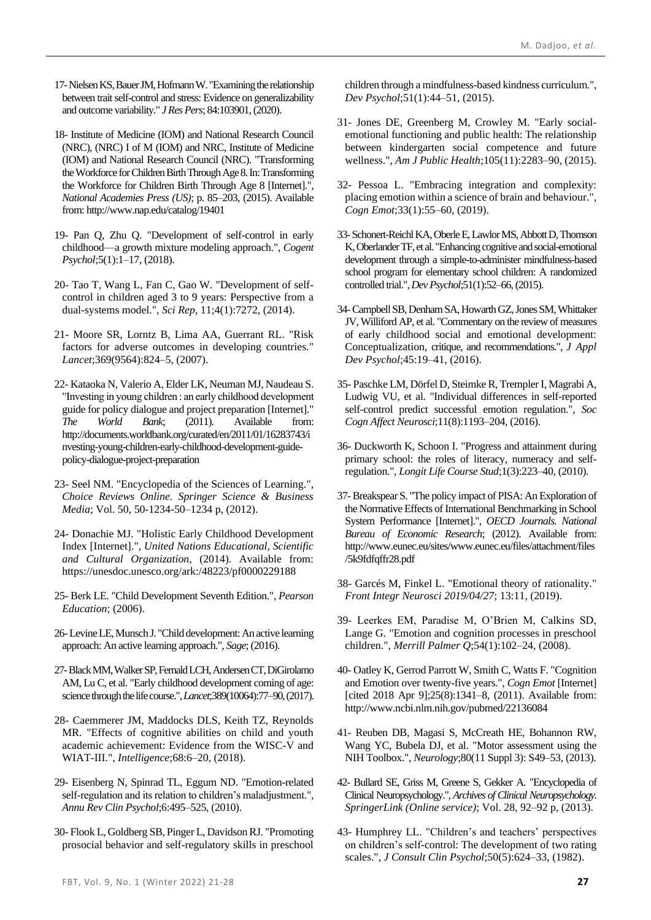17- Nielsen KS, Bauer JM, Hofmann W. "Examining the relationship between trait self-control and stress: Evidence on generalizability and outcome variability." *J Res Pers*; 84:103901, (2020).

18- Institute of Medicine (IOM) and National Research Council (NRC), (NRC) I of M (IOM) and NRC, Institute of Medicine (IOM) and National Research Council (NRC). "Transforming the Workforce for Children Birth Through Age 8. In: Transforming the Workforce for Children Birth Through Age 8 [Internet].", *National Academies Press (US)*; p. 85–203, (2015). Available from: http://www.nap.edu/catalog/19401

19- Pan Q, Zhu Q. "Development of self-control in early childhood—a growth mixture modeling approach.", *Cogent Psychol*;5(1):1–17, (2018).

20- Tao T, Wang L, Fan C, Gao W. "Development of self-control in children aged 3 to 9 years: Perspective from a dual-systems model.", *Sci Rep*, 11;4(1):7272, (2014).

21- Moore SR, Lorntz B, Lima AA, Guerrant RL. "Risk factors for adverse outcomes in developing countries." *Lancet*;369(9564):824–5, (2007).

22- Kataoka N, Valerio A, Elder LK, Neuman MJ, Naudeau S. "Investing in young children : an early childhood development guide for policy dialogue and project preparation [Internet]." *The World Bank*; (2011). Available from: http://documents.worldbank.org/curated/en/2011/01/16283743/investing-young-children-early-childhood-development-guide-policy-dialogue-project-preparation

23- Seel NM. "Encyclopedia of the Sciences of Learning.", *Choice Reviews Online. Springer Science & Business Media*; Vol. 50, 50-1234-50–1234 p, (2012).

24- Donachie MJ. "Holistic Early Childhood Development Index [Internet].", *United Nations Educational, Scientific and Cultural Organization*, (2014). Available from: https://unesdoc.unesco.org/ark:/48223/pf0000229188

25- Berk LE. "Child Development Seventh Edition.", *Pearson Education*; (2006).

26- Levine LE, Munsch J. "Child development: An active learning approach: An active learning approach.", *Sage*; (2016).

27- Black MM, Walker SP, Fernald LCH, Andersen CT, DiGirolamo AM, Lu C, et al. "Early childhood development coming of age: science through the life course.", *Lancet*;389(10064):77–90, (2017).

28- Caemmerer JM, Maddocks DLS, Keith TZ, Reynolds MR. "Effects of cognitive abilities on child and youth academic achievement: Evidence from the WISC-V and WIAT-III.", *Intelligence*;68:6–20, (2018).

29- Eisenberg N, Spinrad TL, Eggum ND. "Emotion-related self-regulation and its relation to children's maladjustment.", *Annu Rev Clin Psychol*;6:495–525, (2010).

30- Flook L, Goldberg SB, Pinger L, Davidson RJ. "Promoting prosocial behavior and self-regulatory skills in preschool children through a mindfulness-based kindness curriculum.", *Dev Psychol*;51(1):44–51, (2015).

31- Jones DE, Greenberg M, Crowley M. "Early social-emotional functioning and public health: The relationship between kindergarten social competence and future wellness.", *Am J Public Health*;105(11):2283–90, (2015).

32- Pessoa L. "Embracing integration and complexity: placing emotion within a science of brain and behaviour.", *Cogn Emot*;33(1):55–60, (2019).

33- Schonert-Reichl KA, Oberle E, Lawlor MS, Abbott D, Thomson K, Oberlander TF, et al. "Enhancing cognitive and social-emotional development through a simple-to-administer mindfulness-based school program for elementary school children: A randomized controlled trial.", *Dev Psychol*;51(1):52–66, (2015).

34- Campbell SB, Denham SA, Howarth GZ, Jones SM, Whittaker JV, Williford AP, et al. "Commentary on the review of measures of early childhood social and emotional development: Conceptualization, critique, and recommendations.", *J Appl Dev Psychol*;45:19–41, (2016).

35- Paschke LM, Dörfel D, Steimke R, Trempler I, Magrabi A, Ludwig VU, et al. "Individual differences in self-reported self-control predict successful emotion regulation.", *Soc Cogn Affect Neurosci*;11(8):1193–204, (2016).

36- Duckworth K, Schoon I. "Progress and attainment during primary school: the roles of literacy, numeracy and self-regulation.", *Longit Life Course Stud*;1(3):223–40, (2010).

37- Breakspear S. "The policy impact of PISA: An Exploration of the Normative Effects of International Benchmarking in School System Performance [Internet].", *OECD Journals. National Bureau of Economic Research*; (2012). Available from: http://www.eunec.eu/sites/www.eunec.eu/files/attachment/files/5k9fdfqffr28.pdf

38- Garcés M, Finkel L. "Emotional theory of rationality." *Front Integr Neurosci 2019/04/27*; 13:11, (2019).

39- Leerkes EM, Paradise M, O'Brien M, Calkins SD, Lange G. "Emotion and cognition processes in preschool children.", *Merrill Palmer Q*;54(1):102–24, (2008).

40- Oatley K, Gerrod Parrott W, Smith C, Watts F. "Cognition and Emotion over twenty-five years.", *Cogn Emot* [Internet] [cited 2018 Apr 9];25(8):1341–8, (2011). Available from: http://www.ncbi.nlm.nih.gov/pubmed/22136084

41- Reuben DB, Magasi S, McCreath HE, Bohannon RW, Wang YC, Bubela DJ, et al. "Motor assessment using the NIH Toolbox.", *Neurology*;80(11 Suppl 3): S49–53, (2013).

42- Bullard SE, Griss M, Greene S, Gekker A. "Encyclopedia of Clinical Neuropsychology.", *Archives of Clinical Neuropsychology. SpringerLink (Online service)*; Vol. 28, 92–92 p, (2013).

43- Humphrey LL. "Children's and teachers' perspectives on children's self-control: The development of two rating scales.", *J Consult Clin Psychol*;50(5):624–33, (1982).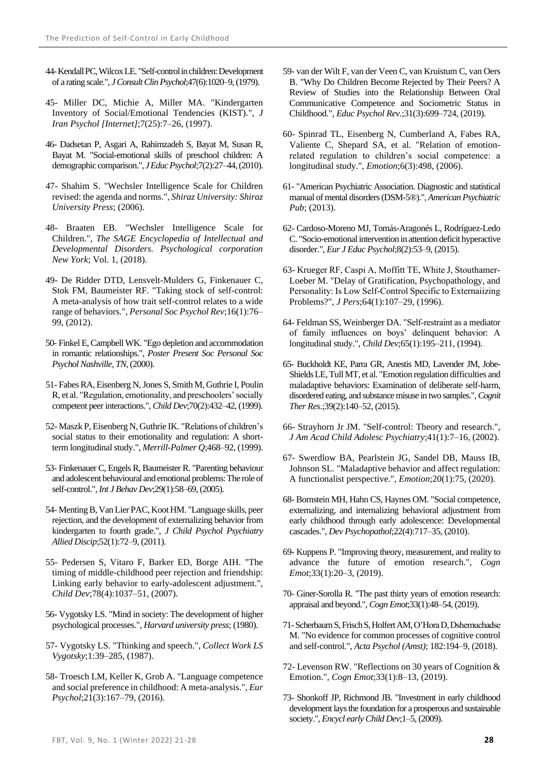44- Kendall PC, Wilcox LE. "Self-control in children: Development of a rating scale.", *J Consult Clin Psychol*;47(6):1020–9, (1979).

45- Miller DC, Michie A, Miller MA. "Kindergarten Inventory of Social/Emotional Tendencies (KIST).", *J Iran Psychol [Internet]*;7(25):7–26, (1997).

46- Dadsetan P, Asgari A, Rahimzadeh S, Bayat M, Susan R, Bayat M. "Social-emotional skills of preschool children: A demographic comparison.", *J Educ Psychol*;7(2):27–44, (2010).

47- Shahim S. "Wechsler Intelligence Scale for Children revised: the agenda and norms.", *Shiraz University: Shiraz University Press*; (2006).

48- Braaten EB. "Wechsler Intelligence Scale for Children.", *The SAGE Encyclopedia of Intellectual and Developmental Disorders. Psychological corporation New York*; Vol. 1, (2018).

49- De Ridder DTD, Lensvelt-Mulders G, Finkenauer C, Stok FM, Baumeister RF. "Taking stock of self-control: A meta-analysis of how trait self-control relates to a wide range of behaviors.", *Personal Soc Psychol Rev*;16(1):76–99, (2012).

50- Finkel E, Campbell WK. "Ego depletion and accommodation in romantic relationships.", *Poster Present Soc Personal Soc Psychol Nashville, TN*, (2000).

51- Fabes RA, Eisenberg N, Jones S, Smith M, Guthrie I, Poulin R, et al. "Regulation, emotionality, and preschoolers' socially competent peer interactions.", *Child Dev*;70(2):432–42, (1999).

52- Maszk P, Eisenberg N, Guthrie IK. "Relations of children's social status to their emotionality and regulation: A short-term longitudinal study.", *Merrill-Palmer Q*;468–92, (1999).

53- Finkenauer C, Engels R, Baumeister R. "Parenting behaviour and adolescent behavioural and emotional problems: The role of self-control.", *Int J Behav Dev*;29(1):58–69, (2005).

54- Menting B, Van Lier PAC, Koot HM. "Language skills, peer rejection, and the development of externalizing behavior from kindergarten to fourth grade.", *J Child Psychol Psychiatry Allied Discip*;52(1):72–9, (2011).

55- Pedersen S, Vitaro F, Barker ED, Borge AIH. "The timing of middle-childhood peer rejection and friendship: Linking early behavior to early-adolescent adjustment.", *Child Dev*;78(4):1037–51, (2007).

56- Vygotsky LS. "Mind in society: The development of higher psychological processes.", *Harvard university press*; (1980).

57- Vygotsky LS. "Thinking and speech.", *Collect Work LS Vygotsky*;1:39–285, (1987).

58- Troesch LM, Keller K, Grob A. "Language competence and social preference in childhood: A meta-analysis.", *Eur Psychol*;21(3):167–79, (2016).

59- van der Wilt F, van der Veen C, van Kruistum C, van Oers B. "Why Do Children Become Rejected by Their Peers? A Review of Studies into the Relationship Between Oral Communicative Competence and Sociometric Status in Childhood.", *Educ Psychol Rev*.;31(3):699–724, (2019).

60- Spinrad TL, Eisenberg N, Cumberland A, Fabes RA, Valiente C, Shepard SA, et al. "Relation of emotion-related regulation to children's social competence: a longitudinal study.", *Emotion*;6(3):498, (2006).

61- "American Psychiatric Association. Diagnostic and statistical manual of mental disorders (DSM-5®).", *American Psychiatric Pub*; (2013).

62- Cardoso-Moreno MJ, Tomás-Aragonés L, Rodríguez-Ledo C. "Socio-emotional intervention in attention deficit hyperactive disorder.", *Eur J Educ Psychol*;8(2):53–9, (2015).

63- Krueger RF, Caspi A, Moffitt TE, White J, Stouthamer-Loeber M. "Delay of Gratification, Psychopathology, and Personality: Is Low Self-Control Specific to Externaiizing Problems?", *J Pers*;64(1):107–29, (1996).

64- Feldman SS, Weinberger DA. "Self-restraint as a mediator of family influences on boys' delinquent behavior: A longitudinal study.", *Child Dev*;65(1):195–211, (1994).

65- Buckholdt KE, Parra GR, Anestis MD, Lavender JM, Jobe-Shields LE, Tull MT, et al. "Emotion regulation difficulties and maladaptive behaviors: Examination of deliberate self-harm, disordered eating, and substance misuse in two samples.", *Cognit Ther Res*.;39(2):140–52, (2015).

66- Strayhorn Jr JM. "Self-control: Theory and research.", *J Am Acad Child Adolesc Psychiatry*;41(1):7–16, (2002).

67- Swerdlow BA, Pearlstein JG, Sandel DB, Mauss IB, Johnson SL. "Maladaptive behavior and affect regulation: A functionalist perspective.", *Emotion*;20(1):75, (2020).

68- Bornstein MH, Hahn CS, Haynes OM. "Social competence, externalizing, and internalizing behavioral adjustment from early childhood through early adolescence: Developmental cascades.", *Dev Psychopathol*;22(4):717–35, (2010).

69- Kuppens P. "Improving theory, measurement, and reality to advance the future of emotion research.", *Cogn Emot*;33(1):20–3, (2019).

70- Giner-Sorolla R. "The past thirty years of emotion research: appraisal and beyond.", *Cogn Emot*;33(1):48–54, (2019).

71- Scherbaum S, Frisch S, Holfert AM, O'Hora D, Dshemuchadse M. "No evidence for common processes of cognitive control and self-control.", *Acta Psychol (Amst)*; 182:194–9, (2018).

72- Levenson RW. "Reflections on 30 years of Cognition & Emotion.", *Cogn Emot*;33(1):8–13, (2019).

73- Shonkoff JP, Richmond JB. "Investment in early childhood development lays the foundation for a prosperous and sustainable society.", *Encycl early Child Dev*;1–5, (2009).